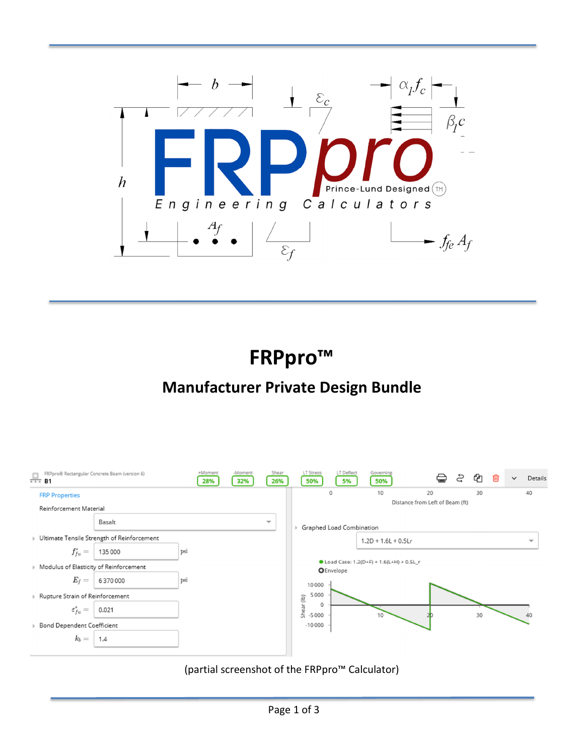# FRPpro™

## Manufacturer Private Design Bundle

(partial screenshot of the FRPpro™ Calculator)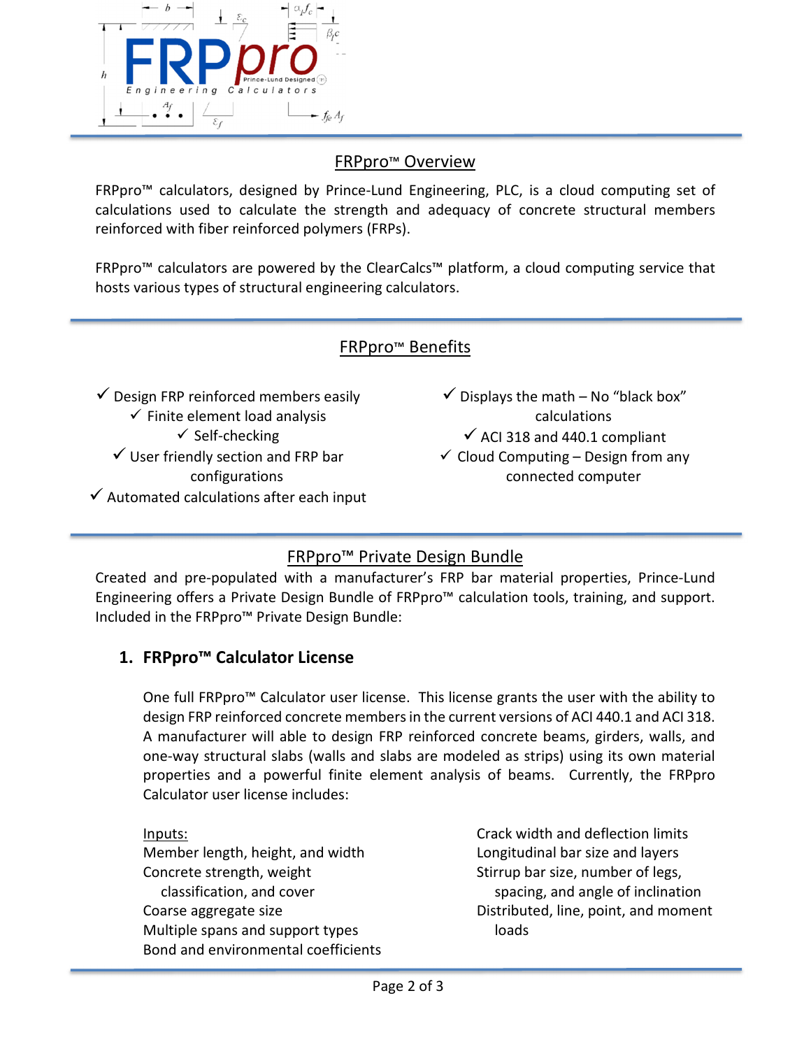## FRPpro™ Overview

FRPpro™ calculators, designed by Prince-Lund Engineering, PLC, is a cloud computing set of calculations used to calculate the strength and adequacy of concrete structural members reinforced with fiber reinforced polymers (FRPs).

FRPpro™ calculators are powered by the ClearCalcs™ platform, a cloud computing service that hosts various types of structural engineering calculators.

## FRPpro™ Benefits

- ✓ Design FRP reinforced members easily
- ✓ Finite element load analysis
- ✓ Self-checking
- ✓ User friendly section and FRP bar configurations
- ✓ Automated calculations after each input
- ✓ Displays the math – No "black box" calculations
- ✓ ACI 318 and 440.1 compliant
- ✓ Cloud Computing – Design from any connected computer

## FRPpro™ Private Design Bundle

Created and pre-populated with a manufacturer's FRP bar material properties, Prince-Lund Engineering offers a Private Design Bundle of FRPpro™ calculation tools, training, and support. Included in the FRPpro™ Private Design Bundle:

### 1. FRPpro™ Calculator License

One full FRPpro™ Calculator user license. This license grants the user with the ability to design FRP reinforced concrete members in the current versions of ACI 440.1 and ACI 318. A manufacturer will able to design FRP reinforced concrete beams, girders, walls, and one-way structural slabs (walls and slabs are modeled as strips) using its own material properties and a powerful finite element analysis of beams. Currently, the FRPpro Calculator user license includes:

Inputs:

- Member length, height, and width
- Concrete strength, weight classification, and cover
- Coarse aggregate size
- Multiple spans and support types
- Bond and environmental coefficients
- Crack width and deflection limits
- Longitudinal bar size and layers
- Stirrup bar size, number of legs, spacing, and angle of inclination
- Distributed, line, point, and moment loads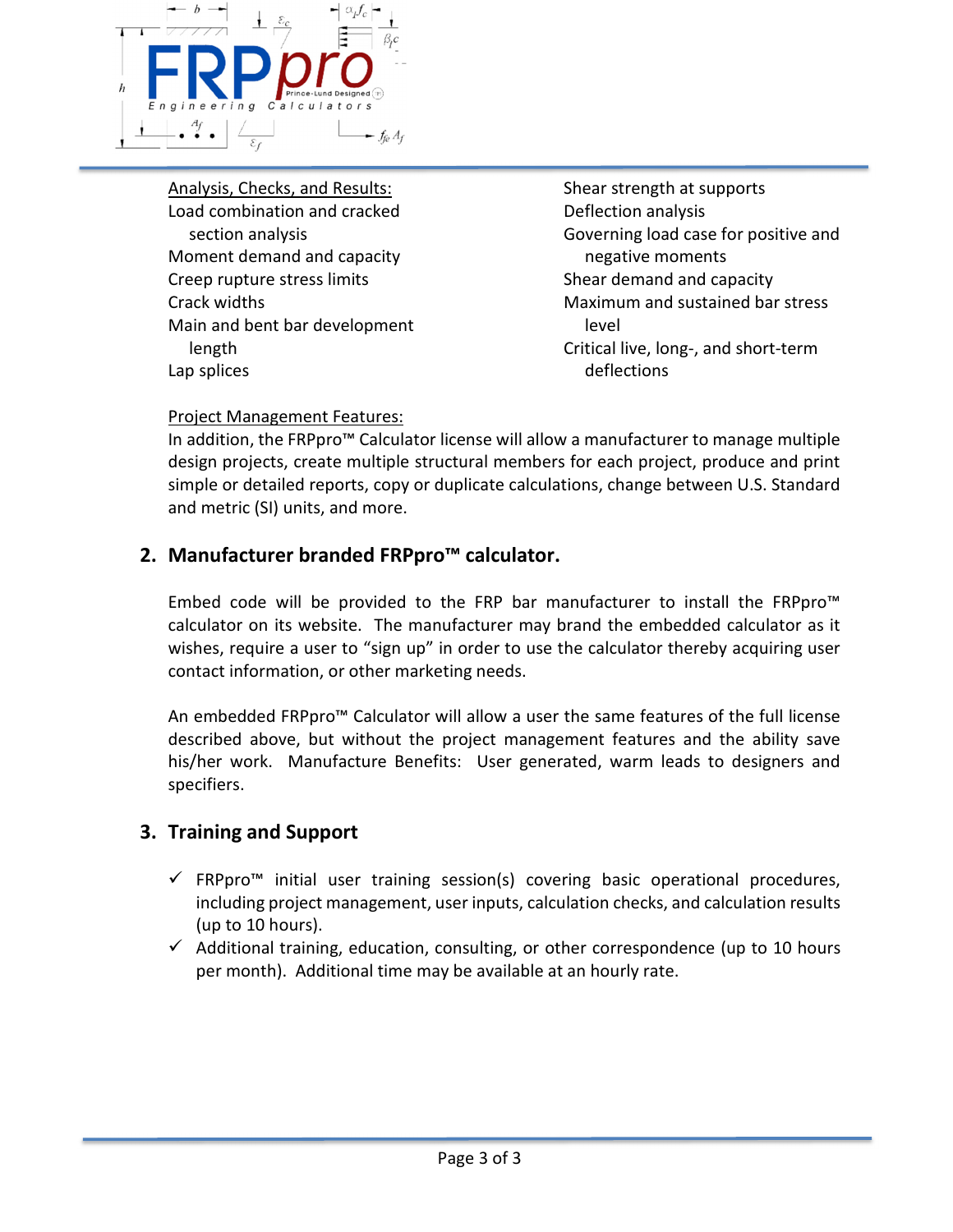Analysis, Checks, and Results:

- Load combination and cracked section analysis
- Moment demand and capacity
- Creep rupture stress limits
- Crack widths
- Main and bent bar development length
- Lap splices
- Shear strength at supports
- Deflection analysis
- Governing load case for positive and negative moments
- Shear demand and capacity
- Maximum and sustained bar stress level
- Critical live, long-, and short-term deflections

Project Management Features:

In addition, the FRPpro™ Calculator license will allow a manufacturer to manage multiple design projects, create multiple structural members for each project, produce and print simple or detailed reports, copy or duplicate calculations, change between U.S. Standard and metric (SI) units, and more.

## 2. Manufacturer branded FRPpro™ calculator.

Embed code will be provided to the FRP bar manufacturer to install the FRPpro™ calculator on its website. The manufacturer may brand the embedded calculator as it wishes, require a user to "sign up" in order to use the calculator thereby acquiring user contact information, or other marketing needs.

An embedded FRPpro™ Calculator will allow a user the same features of the full license described above, but without the project management features and the ability save his/her work. Manufacture Benefits: User generated, warm leads to designers and specifiers.

## 3. Training and Support

- ✓ FRPpro™ initial user training session(s) covering basic operational procedures, including project management, user inputs, calculation checks, and calculation results (up to 10 hours).
- ✓ Additional training, education, consulting, or other correspondence (up to 10 hours per month). Additional time may be available at an hourly rate.